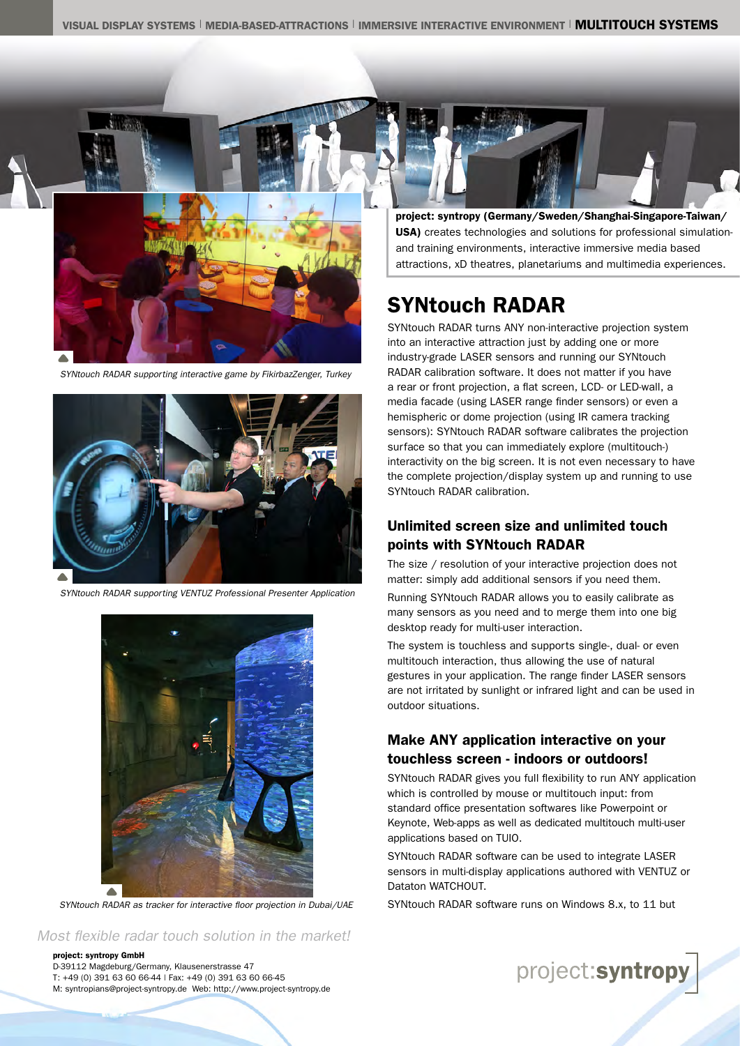VISUAL DISPLAY SYSTEMS | MEDIA-BASED-ATTRACTIONS | IMMERSIVE INTERACTIVE ENVIRONMENT | **MULTITOUCH SYSTEMS**

*SYNtouch RADAR supporting interactive game by FikirbazZenger, Turkey*

*SYNtouch RADAR supporting VENTUZ Professional Presenter Application*

*SYNtouch RADAR as tracker for interactive floor projection in Dubai/UAE*

*Most flexible radar touch solution in the market!*

**project: syntropy (Germany/Sweden/Shanghai-Singapore-Taiwan/USA)** creates technologies and solutions for professional simulation- and training environments, interactive immersive media based attractions, xD theatres, planetariums and multimedia experiences.

# SYNtouch RADAR

SYNtouch RADAR turns ANY non-interactive projection system into an interactive attraction just by adding one or more industry-grade LASER sensors and running our SYNtouch RADAR calibration software. It does not matter if you have a rear or front projection, a flat screen, LCD- or LED-wall, a media facade (using LASER range finder sensors) or even a hemispheric or dome projection (using IR camera tracking sensors): SYNtouch RADAR software calibrates the projection surface so that you can immediately explore (multitouch-) interactivity on the big screen. It is not even necessary to have the complete projection/display system up and running to use SYNtouch RADAR calibration.

## Unlimited screen size and unlimited touch points with SYNtouch RADAR

The size / resolution of your interactive projection does not matter: simply add additional sensors if you need them.

Running SYNtouch RADAR allows you to easily calibrate as many sensors as you need and to merge them into one big desktop ready for multi-user interaction.

The system is touchless and supports single-, dual- or even multitouch interaction, thus allowing the use of natural gestures in your application. The range finder LASER sensors are not irritated by sunlight or infrared light and can be used in outdoor situations.

## Make ANY application interactive on your touchless screen - indoors or outdoors!

SYNtouch RADAR gives you full flexibility to run ANY application which is controlled by mouse or multitouch input: from standard office presentation softwares like Powerpoint or Keynote, Web-apps as well as dedicated multitouch multi-user applications based on TUIO.

SYNtouch RADAR software can be used to integrate LASER sensors in multi-display applications authored with VENTUZ or Dataton WATCHOUT.

SYNtouch RADAR software runs on Windows 8.x, to 11 but

**project: syntropy GmbH**
D-39112 Magdeburg/Germany, Klausenerstrasse 47
T: +49 (0) 391 63 60 66-44 | Fax: +49 (0) 391 63 60 66-45
M: syntropians@project-syntropy.de Web: http://www.project-syntropy.de

project:**syntropy**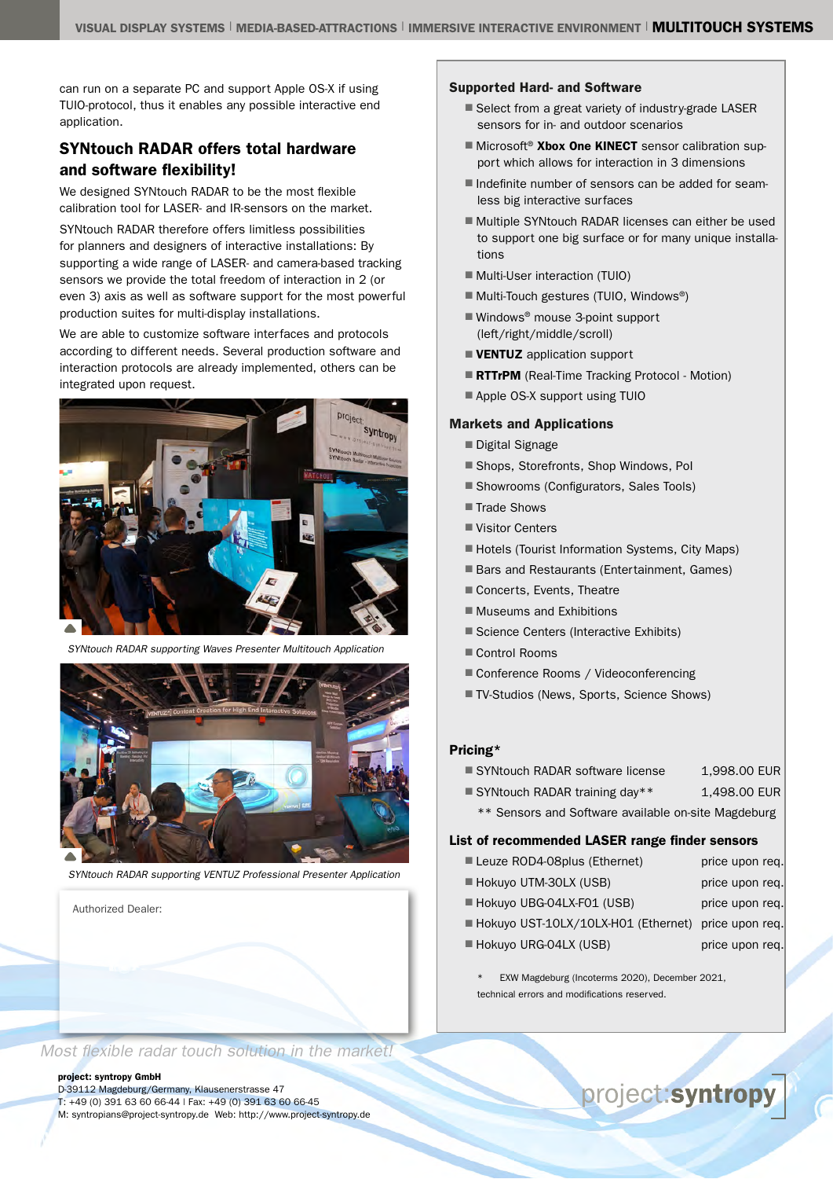can run on a separate PC and support Apple OS-X if using TUIO-protocol, thus it enables any possible interactive end application.

## SYNtouch RADAR offers total hardware and software flexibility!

We designed SYNtouch RADAR to be the most flexible calibration tool for LASER- and IR-sensors on the market.

SYNtouch RADAR therefore offers limitless possibilities for planners and designers of interactive installations: By supporting a wide range of LASER- and camera-based tracking sensors we provide the total freedom of interaction in 2 (or even 3) axis as well as software support for the most powerful production suites for multi-display installations.

We are able to customize software interfaces and protocols according to different needs. Several production software and interaction protocols are already implemented, others can be integrated upon request.

*SYNtouch RADAR supporting Waves Presenter Multitouch Application*

*SYNtouch RADAR supporting VENTUZ Professional Presenter Application*

Authorized Dealer:

*Most flexible radar touch solution in the market!*

### Supported Hard- and Software

- Select from a great variety of industry-grade LASER sensors for in- and outdoor scenarios
- Microsoft® **Xbox One KINECT** sensor calibration support which allows for interaction in 3 dimensions
- Indefinite number of sensors can be added for seamless big interactive surfaces
- Multiple SYNtouch RADAR licenses can either be used to support one big surface or for many unique installations
- Multi-User interaction (TUIO)
- Multi-Touch gestures (TUIO, Windows®)
- Windows® mouse 3-point support (left/right/middle/scroll)
- **VENTUZ** application support
- **RTTrPM** (Real-Time Tracking Protocol - Motion)
- Apple OS-X support using TUIO

### Markets and Applications

- Digital Signage
- Shops, Storefronts, Shop Windows, PoI
- Showrooms (Configurators, Sales Tools)
- Trade Shows
- Visitor Centers
- Hotels (Tourist Information Systems, City Maps)
- Bars and Restaurants (Entertainment, Games)
- Concerts, Events, Theatre
- Museums and Exhibitions
- Science Centers (Interactive Exhibits)
- Control Rooms
- Conference Rooms / Videoconferencing
- TV-Studios (News, Sports, Science Shows)

### Pricing*

| | |
|---|---|
| SYNtouch RADAR software license | 1,998.00 EUR |
| SYNtouch RADAR training day** | 1,498.00 EUR |

** Sensors and Software available on-site Magdeburg

### List of recommended LASER range finder sensors

| | |
|---|---|
| Leuze ROD4-08plus (Ethernet) | price upon req. |
| Hokuyo UTM-30LX (USB) | price upon req. |
| Hokuyo UBG-04LX-F01 (USB) | price upon req. |
| Hokuyo UST-10LX/10LX-H01 (Ethernet) | price upon req. |
| Hokuyo URG-04LX (USB) | price upon req. |

\* EXW Magdeburg (Incoterms 2020), December 2021, technical errors and modifications reserved.

**project: syntropy GmbH**
D-39112 Magdeburg/Germany, Klausenerstrasse 47
T: +49 (0) 391 63 60 66-44 | Fax: +49 (0) 391 63 60 66-45
M: syntropians@project-syntropy.de Web: http://www.project-syntropy.de

project:**syntropy**